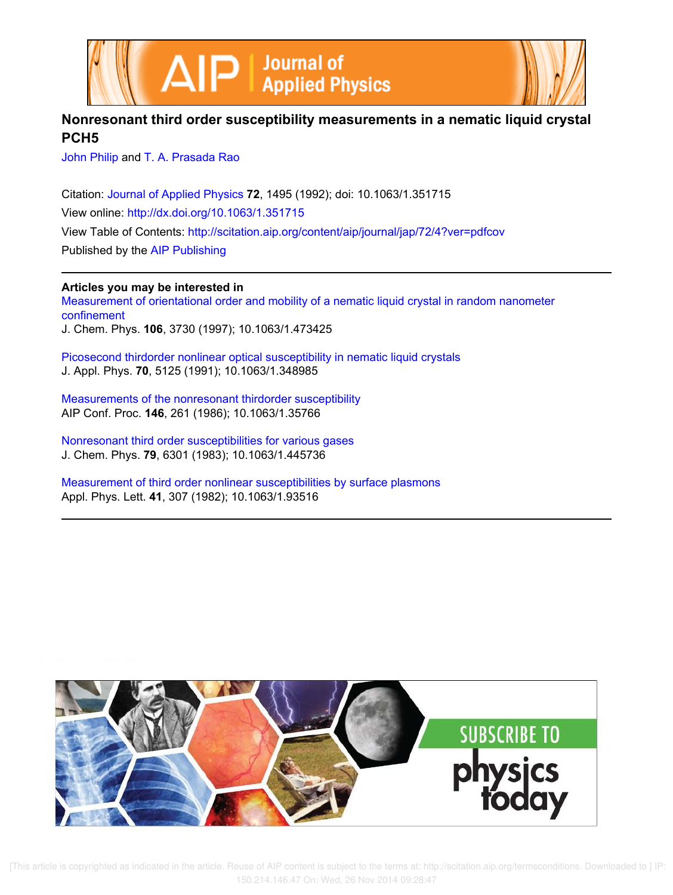# Nonresonant third order susceptibility measurements in a nematic liquid crystal PCH5

John Philip and T. A. Prasada Rao

Citation: Journal of Applied Physics **72**, 1495 (1992); doi: 10.1063/1.351715

View online: http://dx.doi.org/10.1063/1.351715

View Table of Contents: http://scitation.aip.org/content/aip/journal/jap/72/4?ver=pdfcov

Published by the AIP Publishing

**Articles you may be interested in**

Measurement of orientational order and mobility of a nematic liquid crystal in random nanometer confinement
J. Chem. Phys. **106**, 3730 (1997); 10.1063/1.473425

Picosecond thirdorder nonlinear optical susceptibility in nematic liquid crystals
J. Appl. Phys. **70**, 5125 (1991); 10.1063/1.348985

Measurements of the nonresonant thirdorder susceptibility
AIP Conf. Proc. **146**, 261 (1986); 10.1063/1.35766

Nonresonant third order susceptibilities for various gases
J. Chem. Phys. **79**, 6301 (1983); 10.1063/1.445736

Measurement of third order nonlinear susceptibilities by surface plasmons
Appl. Phys. Lett. **41**, 307 (1982); 10.1063/1.93516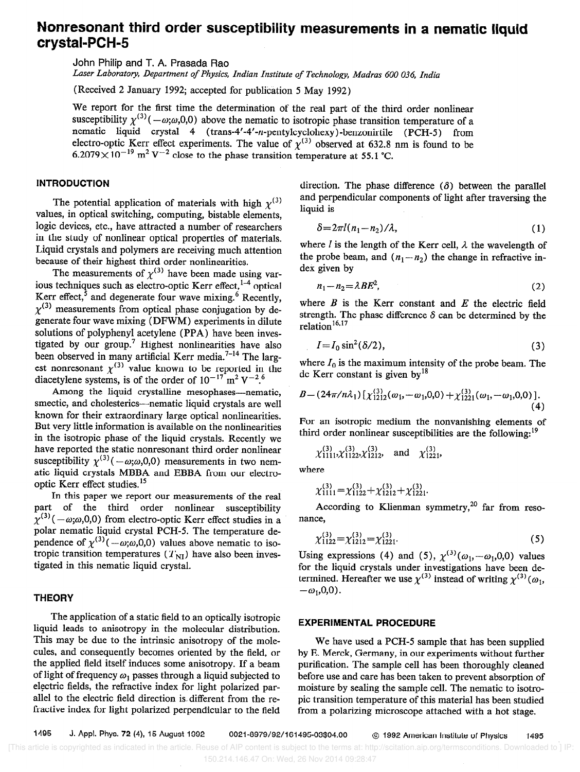# Nonresonant third order susceptibility measurements in a nematic liquid crystal-PCH-5

John Philip and T. A. Prasada Rao

*Laser Laboratory, Department of Physics, Indian Institute of Technology, Madras 600 036, India*

(Received 2 January 1992; accepted for publication 5 May 1992)

We report for the first time the determination of the real part of the third order nonlinear susceptibility $\chi^{(3)}(-\omega;\omega,0,0)$ above the nematic to isotropic phase transition temperature of a nematic liquid crystal 4 (trans-4′-4′-*n*-pentylcyclohexy)-benzonirtile (PCH-5) from electro-optic Kerr effect experiments. The value of $\chi^{(3)}$ observed at 632.8 nm is found to be $6.2079\times10^{-19}\ \mathrm{m^2\,V^{-2}}$ close to the phase transition temperature at 55.1 °C.

## INTRODUCTION

The potential application of materials with high $\chi^{(3)}$ values, in optical switching, computing, bistable elements, logic devices, etc., have attracted a number of researchers in the study of nonlinear optical properties of materials. Liquid crystals and polymers are receiving much attention because of their highest third order nonlinearities.

The measurements of $\chi^{(3)}$ have been made using various techniques such as electro-optic Kerr effect,[1–4] optical Kerr effect,[5] and degenerate four wave mixing.[6] Recently, $\chi^{(3)}$ measurements from optical phase conjugation by degenerate four wave mixing (DFWM) experiments in dilute solutions of polyphenyl acetylene (PPA) have been investigated by our group.[7] Highest nonlinearities have also been observed in many artificial Kerr media.[7–14] The largest nonresonant $\chi^{(3)}$ value known to be reported in the diacetylene systems, is of the order of $10^{-17}\ \mathrm{m^2\,V^{-2}}$.[6]

Among the liquid crystalline mesophases—nematic, smectic, and cholesterics—nematic liquid crystals are well known for their extraordinary large optical nonlinearities. But very little information is available on the nonlinearities in the isotropic phase of the liquid crystals. Recently we have reported the static nonresonant third order nonlinear susceptibility $\chi^{(3)}(-\omega;\omega,0,0)$ measurements in two nematic liquid crystals MBBA and EBBA from our electro-optic Kerr effect studies.[15]

In this paper we report our measurements of the real part of the third order nonlinear susceptibility $\chi^{(3)}(-\omega;\omega,0,0)$ from electro-optic Kerr effect studies in a polar nematic liquid crystal PCH-5. The temperature dependence of $\chi^{(3)}(-\omega;\omega,0,0)$ values above nematic to isotropic transition temperatures ($T_{NI}$) have also been investigated in this nematic liquid crystal.

## THEORY

The application of a static field to an optically isotropic liquid leads to anisotropy in the molecular distribution. This may be due to the intrinsic anisotropy of the molecules, and consequently becomes oriented by the field, or the applied field itself induces some anisotropy. If a beam of light of frequency $\omega_1$ passes through a liquid subjected to electric fields, the refractive index for light polarized parallel to the electric field direction is different from the refractive index for light polarized perpendicular to the field direction. The phase difference ($\delta$) between the parallel and perpendicular components of light after traversing the liquid is

$$\delta=2\pi l(n_1-n_2)/\lambda, \tag{1}$$

where $l$ is the length of the Kerr cell, $\lambda$ the wavelength of the probe beam, and $(n_1-n_2)$ the change in refractive index given by

$$n_1-n_2=\lambda BE^2, \tag{2}$$

where $B$ is the Kerr constant and $E$ the electric field strength. The phase difference $\delta$ can be determined by the relation[16,17]

$$I=I_0\sin^2(\delta/2), \tag{3}$$

where $I_0$ is the maximum intensity of the probe beam. The dc Kerr constant is given by[18]

$$B=(24\pi/n\lambda_1)[\chi^{(3)}_{1212}(\omega_1,-\omega_1,0,0)+\chi^{(3)}_{1221}(\omega_1,-\omega_1,0,0)]. \tag{4}$$

For an isotropic medium the nonvanishing elements of third order nonlinear susceptibilities are the following:[19]

$$\chi^{(3)}_{1111},\chi^{(3)}_{1122},\chi^{(3)}_{1212},\quad\text{and}\quad\chi^{(3)}_{1221},$$

where

$$\chi^{(3)}_{1111}=\chi^{(3)}_{1122}+\chi^{(3)}_{1212}+\chi^{(3)}_{1221}.$$

According to Klienman symmetry,[20] far from resonance,

$$\chi^{(3)}_{1122}=\chi^{(3)}_{1212}=\chi^{(3)}_{1221}. \tag{5}$$

Using expressions (4) and (5), $\chi^{(3)}(\omega_1,-\omega_1,0,0)$ values for the liquid crystals under investigations have been determined. Hereafter we use $\chi^{(3)}$ instead of writing $\chi^{(3)}(\omega_1,-\omega_1,0,0)$.

## EXPERIMENTAL PROCEDURE

We have used a PCH-5 sample that has been supplied by E. Merck, Germany, in our experiments without further purification. The sample cell has been thoroughly cleaned before use and care has been taken to prevent absorption of moisture by sealing the sample cell. The nematic to isotropic transition temperature of this material has been studied from a polarizing microscope attached with a hot stage.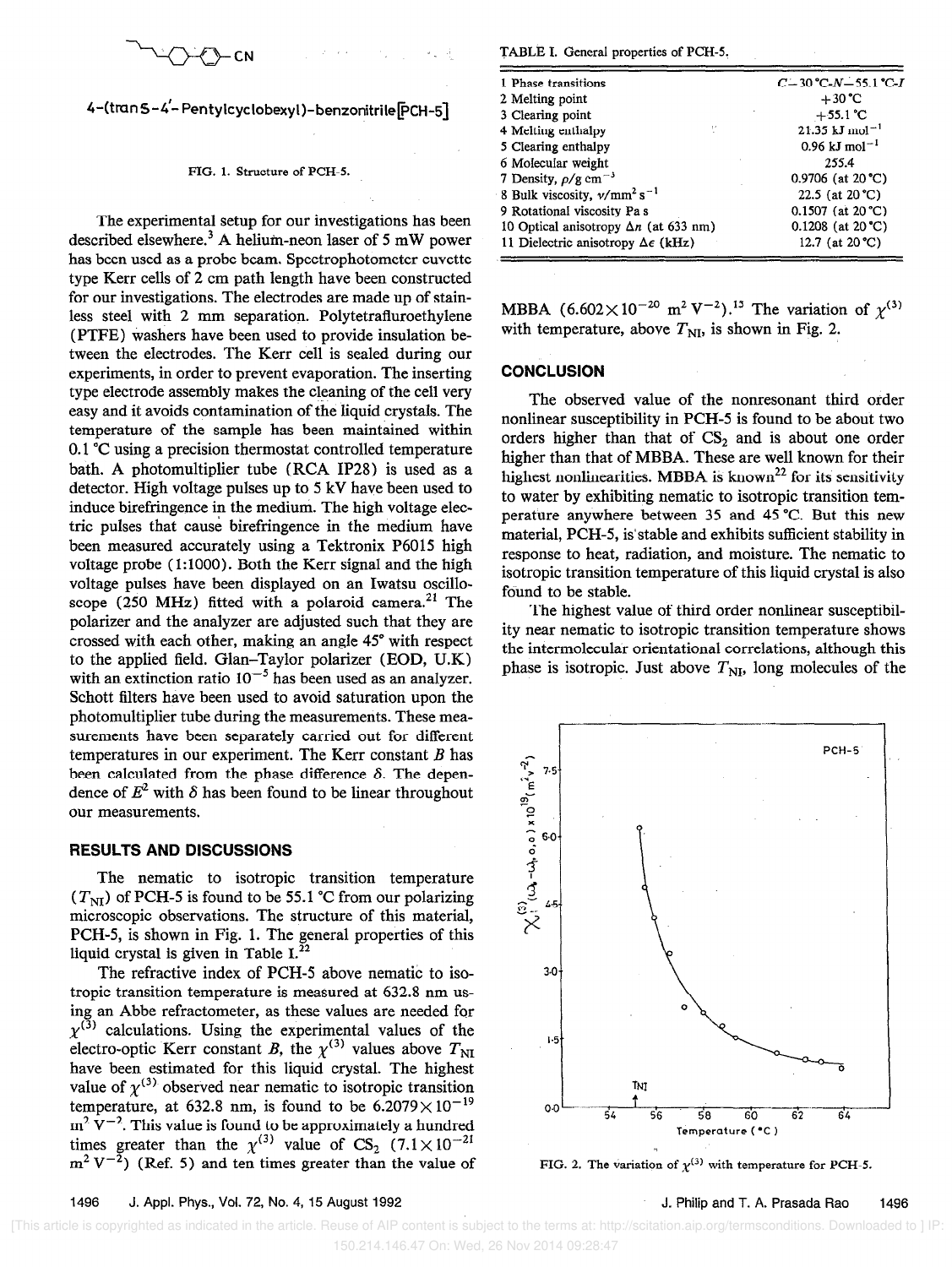4-(trans-4′-Pentylcyclohexyl)-benzonitrile[PCH-5]

FIG. 1. Structure of PCH-5.

The experimental setup for our investigations has been described elsewhere.[3] A helium-neon laser of 5 mW power has been used as a probe beam. Spectrophotometer cuvette type Kerr cells of 2 cm path length have been constructed for our investigations. The electrodes are made up of stainless steel with 2 mm separation. Polytetrafluroethylene (PTFE) washers have been used to provide insulation between the electrodes. The Kerr cell is sealed during our experiments, in order to prevent evaporation. The inserting type electrode assembly makes the cleaning of the cell very easy and it avoids contamination of the liquid crystals. The temperature of the sample has been maintained within 0.1 °C using a precision thermostat controlled temperature bath. A photomultiplier tube (RCA IP28) is used as a detector. High voltage pulses up to 5 kV have been used to induce birefringence in the medium. The high voltage electric pulses that cause birefringence in the medium have been measured accurately using a Tektronix P6015 high voltage probe (1:1000). Both the Kerr signal and the high voltage pulses have been displayed on an Iwatsu oscilloscope (250 MHz) fitted with a polaroid camera.[21] The polarizer and the analyzer are adjusted such that they are crossed with each other, making an angle 45° with respect to the applied field. Glan–Taylor polarizer (EOD, U.K) with an extinction ratio $10^{-5}$ has been used as an analyzer. Schott filters have been used to avoid saturation upon the photomultiplier tube during the measurements. These measurements have been separately carried out for different temperatures in our experiment. The Kerr constant $B$ has been calculated from the phase difference $\delta$. The dependence of $E^2$ with $\delta$ has been found to be linear throughout our measurements.

## RESULTS AND DISCUSSIONS

The nematic to isotropic transition temperature ($T_{NI}$) of PCH-5 is found to be 55.1 °C from our polarizing microscopic observations. The structure of this material, PCH-5, is shown in Fig. 1. The general properties of this liquid crystal is given in Table I.[22]

The refractive index of PCH-5 above nematic to isotropic transition temperature is measured at 632.8 nm using an Abbe refractometer, as these values are needed for $\chi^{(3)}$ calculations. Using the experimental values of the electro-optic Kerr constant $B$, the $\chi^{(3)}$ values above $T_{NI}$ have been estimated for this liquid crystal. The highest value of $\chi^{(3)}$ observed near nematic to isotropic transition temperature, at 632.8 nm, is found to be $6.2079\times10^{-19}$ $m^2\,V^{-2}$. This value is found to be approximately a hundred times greater than the $\chi^{(3)}$ value of $CS_2$ ($7.1\times10^{-21}$ $m^2\,V^{-2}$) (Ref. 5) and ten times greater than the value of MBBA ($6.602\times10^{-20}$ $m^2\,V^{-2}$).[13] The variation of $\chi^{(3)}$ with temperature, above $T_{NI}$, is shown in Fig. 2.

TABLE I. General properties of PCH-5.

| | |
|---|---|
| 1 Phase transitions | $C$–30 °C-$N$–55.1 °C-$I$ |
| 2 Melting point | +30 °C |
| 3 Clearing point | +55.1 °C |
| 4 Melting enthalpy | 21.35 kJ $mol^{-1}$ |
| 5 Clearing enthalpy | 0.96 kJ $mol^{-1}$ |
| 6 Molecular weight | 255.4 |
| 7 Density, $\rho$/g $cm^{-3}$ | 0.9706 (at 20 °C) |
| 8 Bulk viscosity, $\nu$/$mm^2\,s^{-1}$ | 22.5 (at 20 °C) |
| 9 Rotational viscosity Pa s | 0.1507 (at 20 °C) |
| 10 Optical anisotropy $\Delta n$ (at 633 nm) | 0.1208 (at 20 °C) |
| 11 Dielectric anisotropy $\Delta\epsilon$ (kHz) | 12.7 (at 20 °C) |

## CONCLUSION

The observed value of the nonresonant third order nonlinear susceptibility in PCH-5 is found to be about two orders higher than that of $CS_2$ and is about one order higher than that of MBBA. These are well known for their highest nonlinearities. MBBA is known[22] for its sensitivity to water by exhibiting nematic to isotropic transition temperature anywhere between 35 and 45 °C. But this new material, PCH-5, is stable and exhibits sufficient stability in response to heat, radiation, and moisture. The nematic to isotropic transition temperature of this liquid crystal is also found to be stable.

The highest value of third order nonlinear susceptibility near nematic to isotropic transition temperature shows the intermolecular orientational correlations, although this phase is isotropic. Just above $T_{NI}$, long molecules of the

FIG. 2. The variation of $\chi^{(3)}$ with temperature for PCH-5.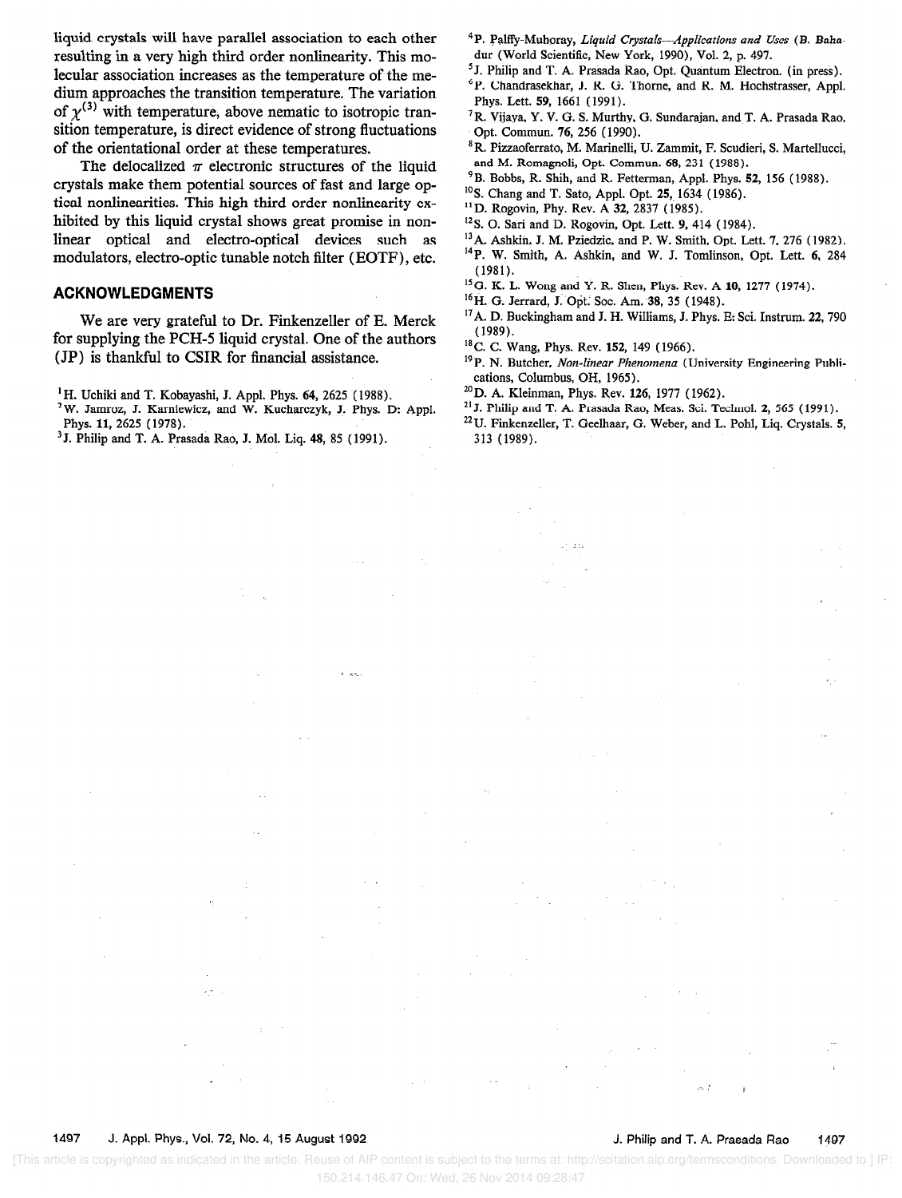liquid crystals will have parallel association to each other resulting in a very high third order nonlinearity. This molecular association increases as the temperature of the medium approaches the transition temperature. The variation of $\chi^{(3)}$ with temperature, above nematic to isotropic transition temperature, is direct evidence of strong fluctuations of the orientational order at these temperatures.

The delocalized $\pi$ electronic structures of the liquid crystals make them potential sources of fast and large optical nonlinearities. This high third order nonlinearity exhibited by this liquid crystal shows great promise in nonlinear optical and electro-optical devices such as modulators, electro-optic tunable notch filter (EOTF), etc.

## ACKNOWLEDGMENTS

We are very grateful to Dr. Finkenzeller of E. Merck for supplying the PCH-5 liquid crystal. One of the authors (JP) is thankful to CSIR for financial assistance.

[1] H. Uchiki and T. Kobayashi, J. Appl. Phys. **64**, 2625 (1988).

[2] W. Jamroz, J. Karniewicz, and W. Kucharczyk, J. Phys. D: Appl. Phys. **11**, 2625 (1978).

[3] J. Philip and T. A. Prasada Rao, J. Mol. Liq. **48**, 85 (1991).

[4] P. Palffy-Muhoray, *Liquid Crystals—Applications and Uses* (B. Bahadur (World Scientific, New York, 1990), Vol. 2, p. 497.

[5] J. Philip and T. A. Prasada Rao, Opt. Quantum Electron. (in press).

[6] P. Chandrasekhar, J. R. G. Thorne, and R. M. Hochstrasser, Appl. Phys. Lett. **59**, 1661 (1991).

[7] R. Vijaya, Y. V. G. S. Murthy, G. Sundarajan, and T. A. Prasada Rao, Opt. Commun. **76**, 256 (1990).

[8] R. Pizzaoferrato, M. Marinelli, U. Zammit, F. Scudieri, S. Martellucci, and M. Romagnoli, Opt. Commun. **68**, 231 (1988).

[9] B. Bobbs, R. Shih, and R. Fetterman, Appl. Phys. **52**, 156 (1988).

[10] S. Chang and T. Sato, Appl. Opt. **25**, 1634 (1986).

[11] D. Rogovin, Phy. Rev. A **32**, 2837 (1985).

[12] S. O. Sari and D. Rogovin, Opt. Lett. **9**, 414 (1984).

[13] A. Ashkin, J. M. Pziedzic, and P. W. Smith, Opt. Lett. **7**, 276 (1982).

[14] P. W. Smith, A. Ashkin, and W. J. Tomlinson, Opt. Lett. **6**, 284 (1981).

[15] G. K. L. Wong and Y. R. Shen, Phys. Rev. A **10**, 1277 (1974).

[16] H. G. Jerrard, J. Opt. Soc. Am. **38**, 35 (1948).

[17] A. D. Buckingham and J. H. Williams, J. Phys. E: Sci. Instrum. **22**, 790 (1989).

[18] C. C. Wang, Phys. Rev. **152**, 149 (1966).

[19] P. N. Butcher, *Non-linear Phenomena* (University Engineering Publications, Columbus, OH, 1965).

[20] D. A. Kleinman, Phys. Rev. **126**, 1977 (1962).

[21] J. Philip and T. A. Prasada Rao, Meas. Sci. Technol. **2**, 565 (1991).

[22] U. Finkenzeller, T. Geelhaar, G. Weber, and L. Pohl, Liq. Crystals. **5**, 313 (1989).